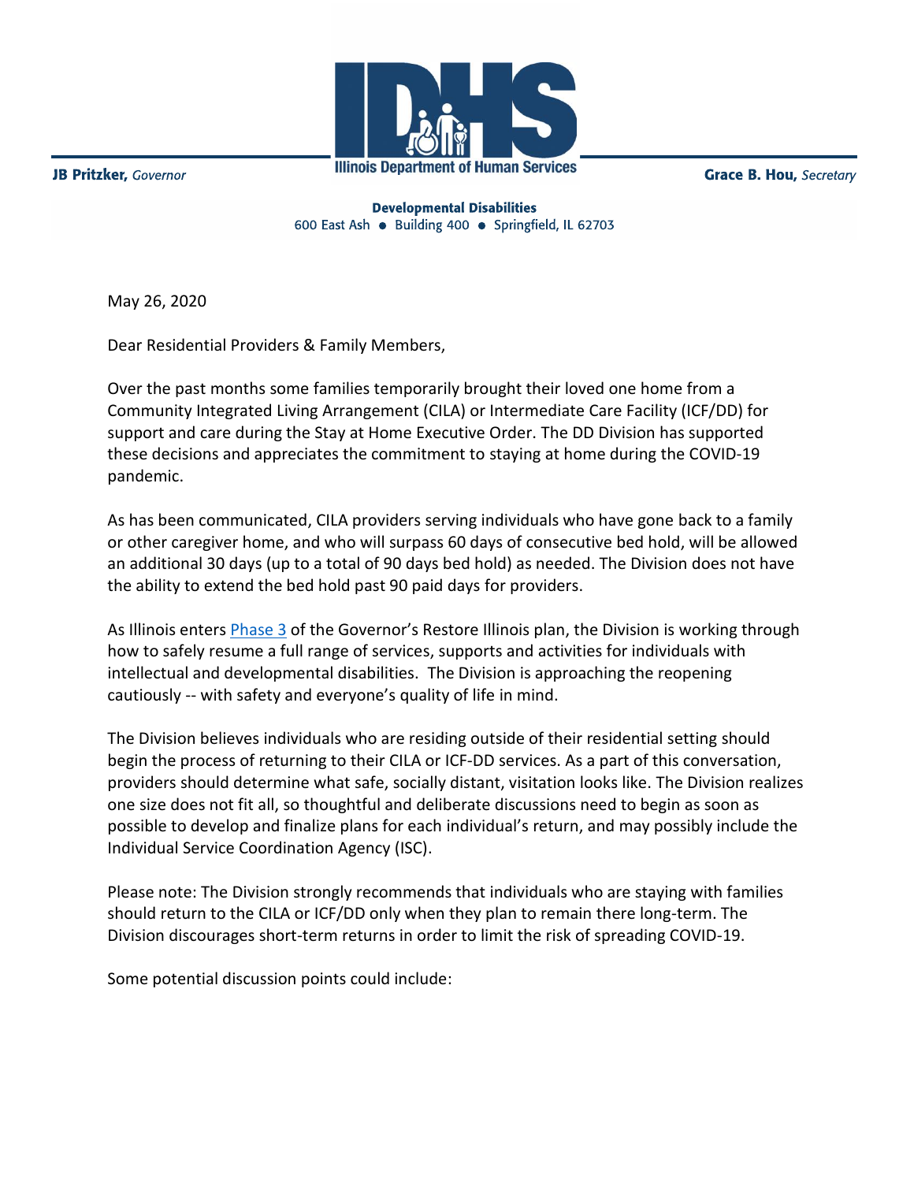JB Pritzker, *Governor*

**Illinois Department of Human Services**

Grace B. Hou, *Secretary*

**Developmental Disabilities**
600 East Ash • Building 400 • Springfield, IL 62703

May 26, 2020

Dear Residential Providers & Family Members,

Over the past months some families temporarily brought their loved one home from a Community Integrated Living Arrangement (CILA) or Intermediate Care Facility (ICF/DD) for support and care during the Stay at Home Executive Order. The DD Division has supported these decisions and appreciates the commitment to staying at home during the COVID-19 pandemic.

As has been communicated, CILA providers serving individuals who have gone back to a family or other caregiver home, and who will surpass 60 days of consecutive bed hold, will be allowed an additional 30 days (up to a total of 90 days bed hold) as needed. The Division does not have the ability to extend the bed hold past 90 paid days for providers.

As Illinois enters [Phase 3](#) of the Governor's Restore Illinois plan, the Division is working through how to safely resume a full range of services, supports and activities for individuals with intellectual and developmental disabilities. The Division is approaching the reopening cautiously -- with safety and everyone's quality of life in mind.

The Division believes individuals who are residing outside of their residential setting should begin the process of returning to their CILA or ICF-DD services. As a part of this conversation, providers should determine what safe, socially distant, visitation looks like. The Division realizes one size does not fit all, so thoughtful and deliberate discussions need to begin as soon as possible to develop and finalize plans for each individual's return, and may possibly include the Individual Service Coordination Agency (ISC).

Please note: The Division strongly recommends that individuals who are staying with families should return to the CILA or ICF/DD only when they plan to remain there long-term. The Division discourages short-term returns in order to limit the risk of spreading COVID-19.

Some potential discussion points could include: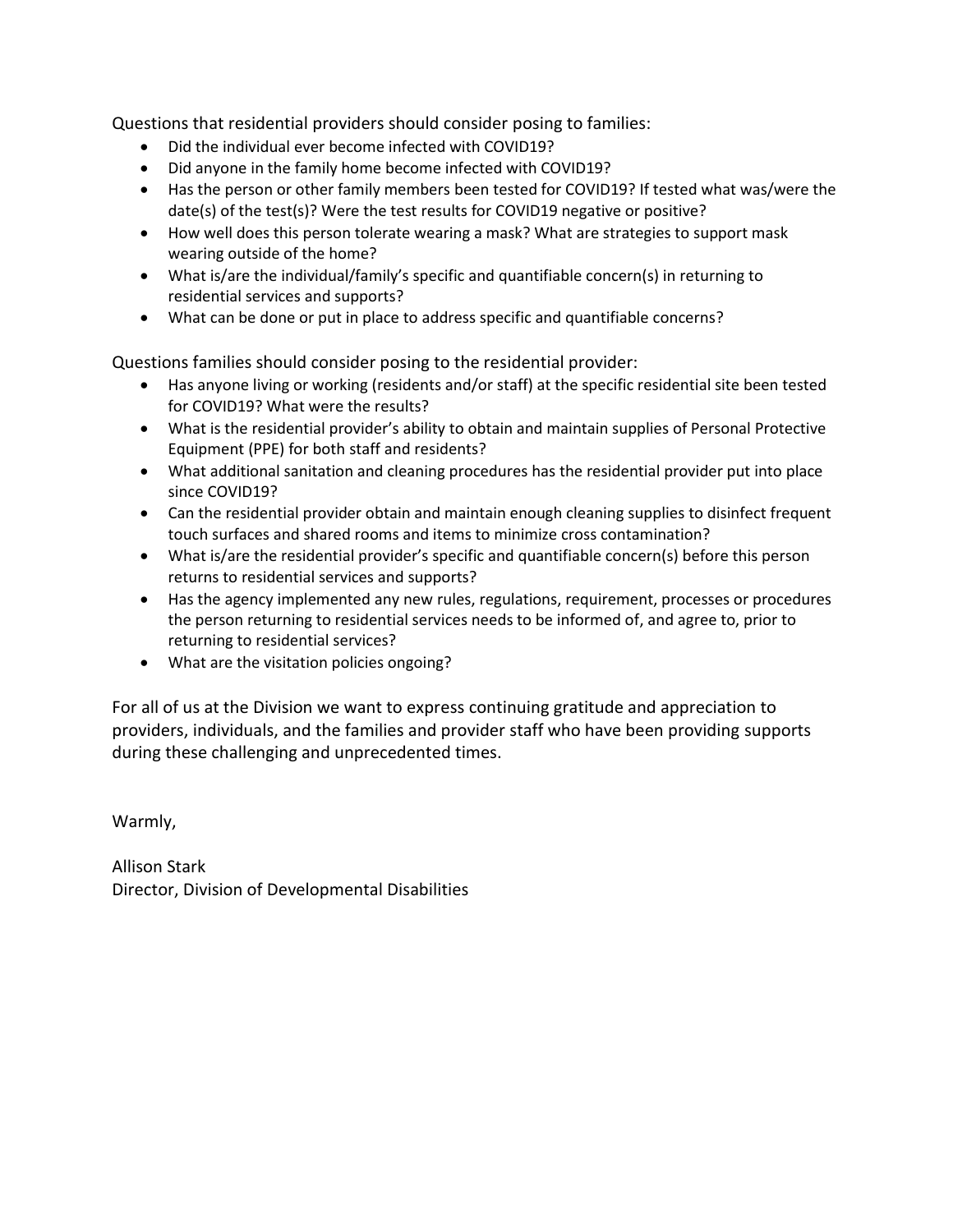Questions that residential providers should consider posing to families:

- Did the individual ever become infected with COVID19?
- Did anyone in the family home become infected with COVID19?
- Has the person or other family members been tested for COVID19? If tested what was/were the date(s) of the test(s)? Were the test results for COVID19 negative or positive?
- How well does this person tolerate wearing a mask? What are strategies to support mask wearing outside of the home?
- What is/are the individual/family's specific and quantifiable concern(s) in returning to residential services and supports?
- What can be done or put in place to address specific and quantifiable concerns?

Questions families should consider posing to the residential provider:

- Has anyone living or working (residents and/or staff) at the specific residential site been tested for COVID19? What were the results?
- What is the residential provider's ability to obtain and maintain supplies of Personal Protective Equipment (PPE) for both staff and residents?
- What additional sanitation and cleaning procedures has the residential provider put into place since COVID19?
- Can the residential provider obtain and maintain enough cleaning supplies to disinfect frequent touch surfaces and shared rooms and items to minimize cross contamination?
- What is/are the residential provider's specific and quantifiable concern(s) before this person returns to residential services and supports?
- Has the agency implemented any new rules, regulations, requirement, processes or procedures the person returning to residential services needs to be informed of, and agree to, prior to returning to residential services?
- What are the visitation policies ongoing?

For all of us at the Division we want to express continuing gratitude and appreciation to providers, individuals, and the families and provider staff who have been providing supports during these challenging and unprecedented times.

Warmly,

Allison Stark
Director, Division of Developmental Disabilities